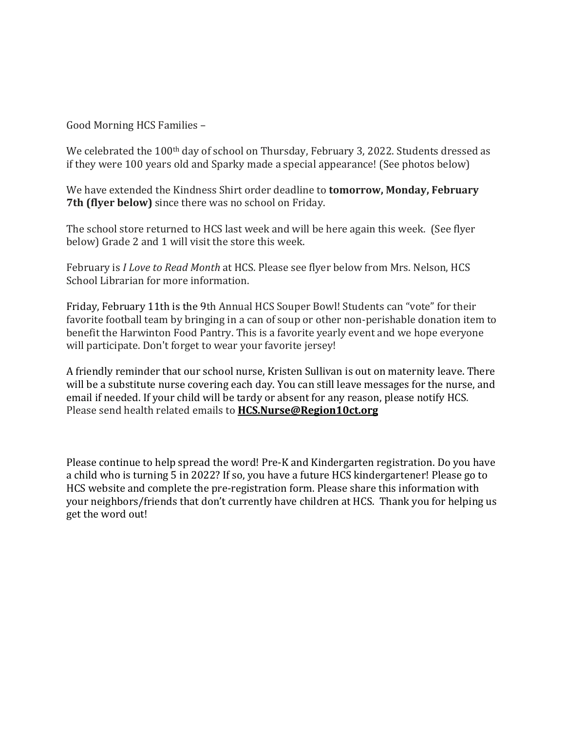Good Morning HCS Families –

We celebrated the 100th day of school on Thursday, February 3, 2022. Students dressed as if they were 100 years old and Sparky made a special appearance! (See photos below)

We have extended the Kindness Shirt order deadline to **tomorrow, Monday, February 7th (flyer below)** since there was no school on Friday.

The school store returned to HCS last week and will be here again this week. (See flyer below) Grade 2 and 1 will visit the store this week.

February is *I Love to Read Month* at HCS. Please see flyer below from Mrs. Nelson, HCS School Librarian for more information.

Friday, February 11th is the 9th Annual HCS Souper Bowl! Students can "vote" for their favorite football team by bringing in a can of soup or other non-perishable donation item to benefit the Harwinton Food Pantry. This is a favorite yearly event and we hope everyone will participate. Don't forget to wear your favorite jersey!

A friendly reminder that our school nurse, Kristen Sullivan is out on maternity leave. There will be a substitute nurse covering each day. You can still leave messages for the nurse, and email if needed. If your child will be tardy or absent for any reason, please notify HCS. Please send health related emails to **HCS.Nurse@Region10ct.org**

Please continue to help spread the word! Pre-K and Kindergarten registration. Do you have a child who is turning 5 in 2022? If so, you have a future HCS kindergartener! Please go to HCS website and complete the pre-registration form. Please share this information with your neighbors/friends that don't currently have children at HCS. Thank you for helping us get the word out!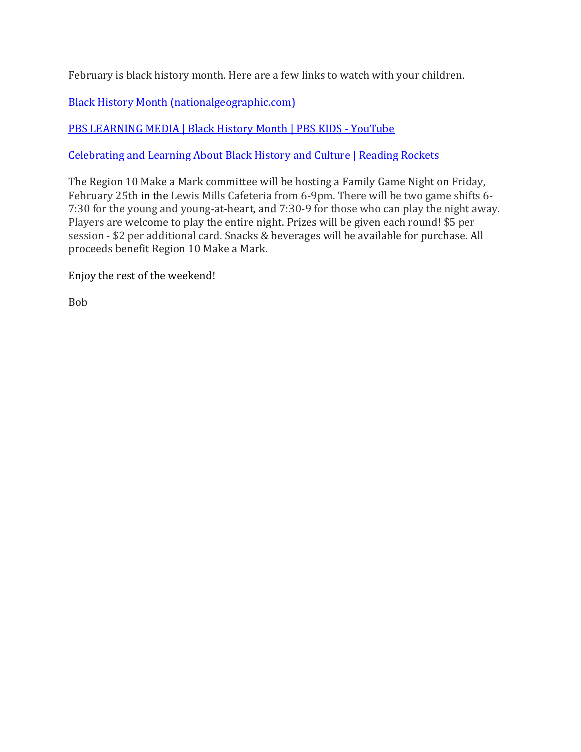February is black history month. Here are a few links to watch with your children.

[Black History Month (nationalgeographic.com)]()

[PBS LEARNING MEDIA | Black History Month | PBS KIDS - YouTube]()

[Celebrating and Learning About Black History and Culture | Reading Rockets]()

The Region 10 Make a Mark committee will be hosting a Family Game Night on Friday, February 25th in the Lewis Mills Cafeteria from 6-9pm. There will be two game shifts 6-7:30 for the young and young-at-heart, and 7:30-9 for those who can play the night away. Players are welcome to play the entire night. Prizes will be given each round! $5 per session - $2 per additional card. Snacks & beverages will be available for purchase. All proceeds benefit Region 10 Make a Mark.

Enjoy the rest of the weekend!

Bob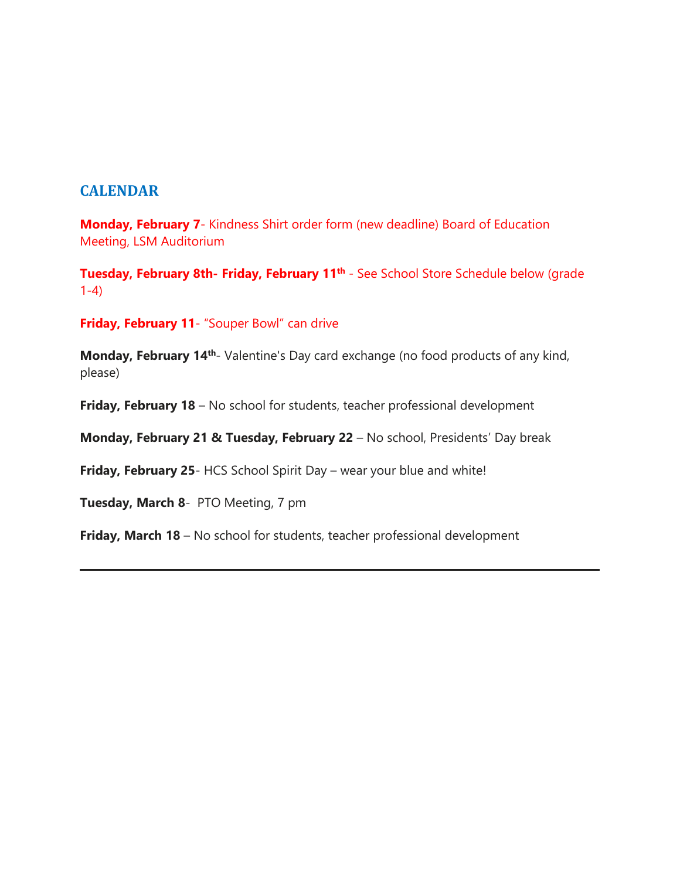## CALENDAR

**Monday, February 7**- Kindness Shirt order form (new deadline) Board of Education Meeting, LSM Auditorium

**Tuesday, February 8th- Friday, February 11th** - See School Store Schedule below (grade 1-4)

**Friday, February 11**- "Souper Bowl" can drive

**Monday, February 14th**- Valentine's Day card exchange (no food products of any kind, please)

**Friday, February 18** – No school for students, teacher professional development

**Monday, February 21 & Tuesday, February 22** – No school, Presidents' Day break

**Friday, February 25**- HCS School Spirit Day – wear your blue and white!

**Tuesday, March 8**- PTO Meeting, 7 pm

**Friday, March 18** – No school for students, teacher professional development

---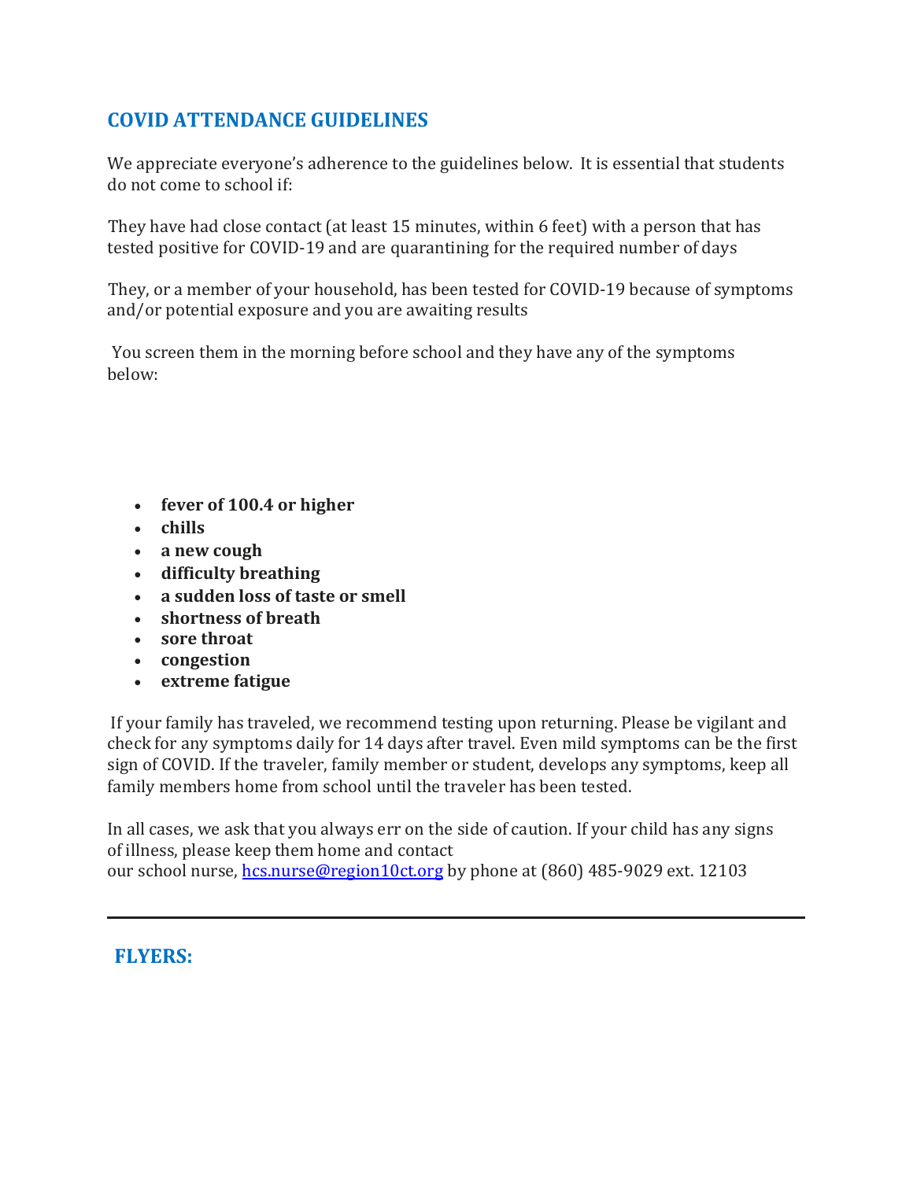## COVID ATTENDANCE GUIDELINES

We appreciate everyone's adherence to the guidelines below. It is essential that students do not come to school if:

They have had close contact (at least 15 minutes, within 6 feet) with a person that has tested positive for COVID-19 and are quarantining for the required number of days

They, or a member of your household, has been tested for COVID-19 because of symptoms and/or potential exposure and you are awaiting results

You screen them in the morning before school and they have any of the symptoms below:

- **fever of 100.4 or higher**
- **chills**
- **a new cough**
- **difficulty breathing**
- **a sudden loss of taste or smell**
- **shortness of breath**
- **sore throat**
- **congestion**
- **extreme fatigue**

If your family has traveled, we recommend testing upon returning. Please be vigilant and check for any symptoms daily for 14 days after travel. Even mild symptoms can be the first sign of COVID. If the traveler, family member or student, develops any symptoms, keep all family members home from school until the traveler has been tested.

In all cases, we ask that you always err on the side of caution. If your child has any signs of illness, please keep them home and contact our school nurse, [hcs.nurse@region10ct.org](mailto:hcs.nurse@region10ct.org) by phone at (860) 485-9029 ext. 12103

---

## FLYERS: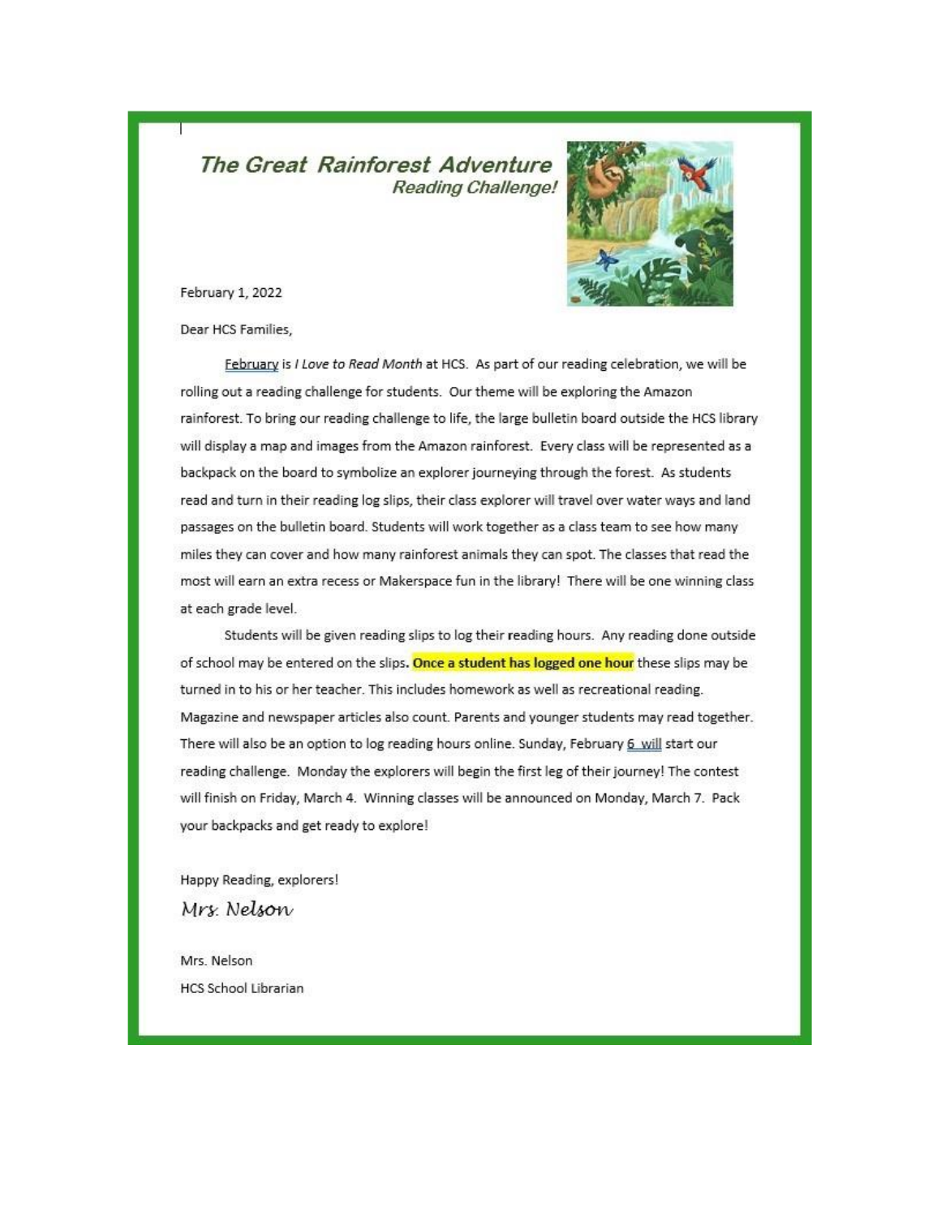# The Great Rainforest Adventure

## Reading Challenge!

February 1, 2022

Dear HCS Families,

February is *I Love to Read Month* at HCS. As part of our reading celebration, we will be rolling out a reading challenge for students. Our theme will be exploring the Amazon rainforest. To bring our reading challenge to life, the large bulletin board outside the HCS library will display a map and images from the Amazon rainforest. Every class will be represented as a backpack on the board to symbolize an explorer journeying through the forest. As students read and turn in their reading log slips, their class explorer will travel over water ways and land passages on the bulletin board. Students will work together as a class team to see how many miles they can cover and how many rainforest animals they can spot. The classes that read the most will earn an extra recess or Makerspace fun in the library! There will be one winning class at each grade level.

Students will be given reading slips to log their reading hours. Any reading done outside of school may be entered on the slips. **Once a student has logged one hour** these slips may be turned in to his or her teacher. This includes homework as well as recreational reading. Magazine and newspaper articles also count. Parents and younger students may read together. There will also be an option to log reading hours online. Sunday, February 6 will start our reading challenge. Monday the explorers will begin the first leg of their journey! The contest will finish on Friday, March 4. Winning classes will be announced on Monday, March 7. Pack your backpacks and get ready to explore!

Happy Reading, explorers!

*Mrs. Nelson*

Mrs. Nelson
HCS School Librarian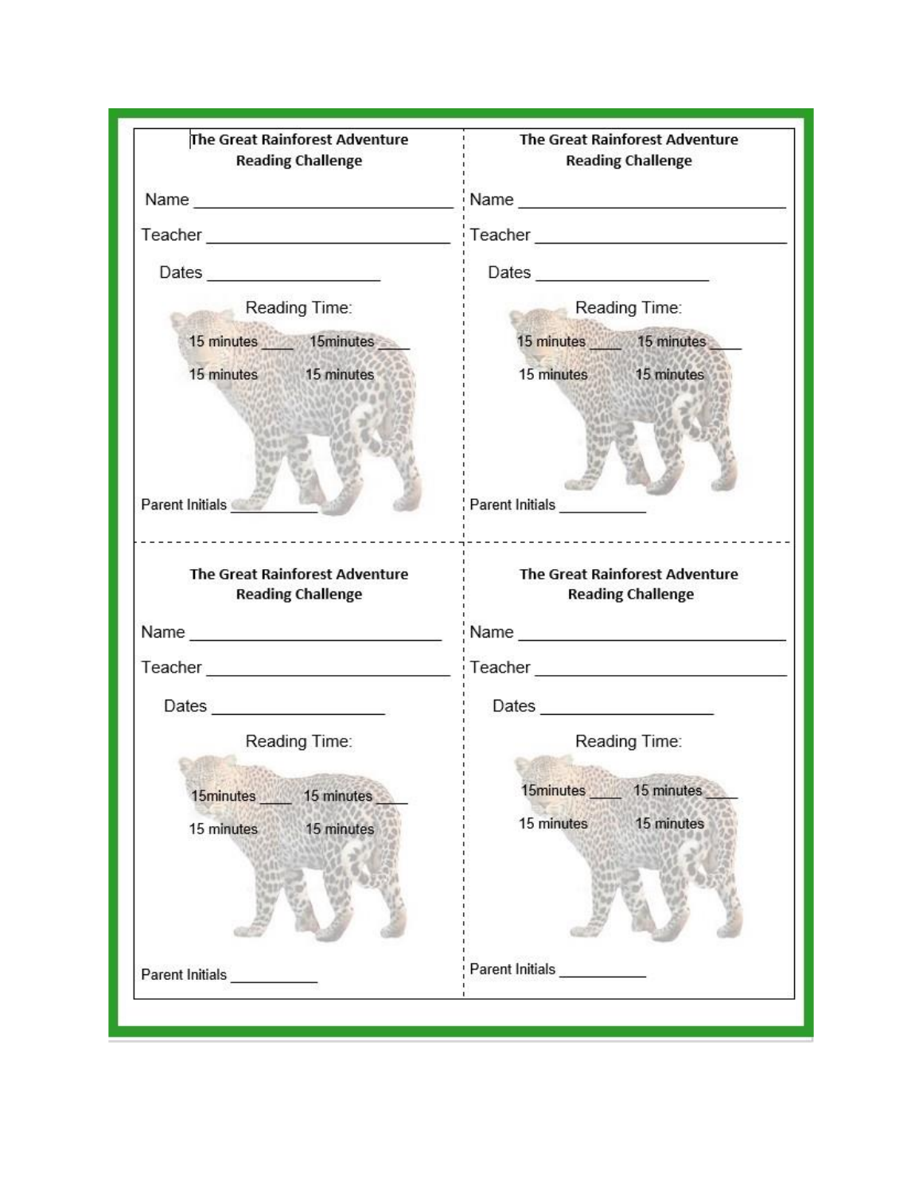**The Great Rainforest Adventure**
**Reading Challenge**

Name ______________________________

Teacher ____________________________

Dates ____________________

Reading Time:

15 minutes ____ 15minutes ____

15 minutes 15 minutes

Parent Initials __________

---

**The Great Rainforest Adventure**
**Reading Challenge**

Name ______________________________

Teacher ____________________________

Dates ____________________

Reading Time:

15 minutes ____ 15 minutes ____

15 minutes 15 minutes

Parent Initials __________

---

**The Great Rainforest Adventure**
**Reading Challenge**

Name ______________________________

Teacher ____________________________

Dates ____________________

Reading Time:

15minutes ____ 15 minutes ____

15 minutes 15 minutes

Parent Initials __________

---

**The Great Rainforest Adventure**
**Reading Challenge**

Name ______________________________

Teacher ____________________________

Dates ____________________

Reading Time:

15minutes ____ 15 minutes ____

15 minutes 15 minutes

Parent Initials __________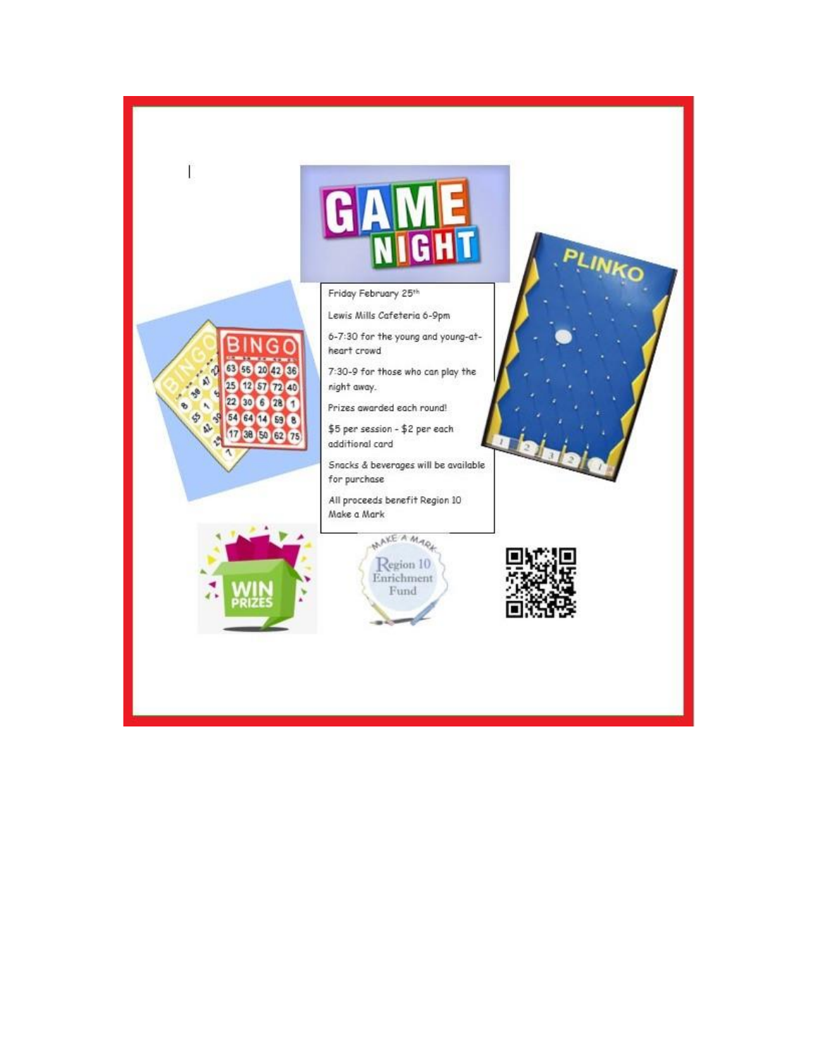# GAME NIGHT

Friday February 25th

Lewis Mills Cafeteria 6-9pm

6-7:30 for the young and young-at-heart crowd

7:30-9 for those who can play the night away.

Prizes awarded each round!

$5 per session - $2 per each additional card

Snacks & beverages will be available for purchase

All proceeds benefit Region 10 Make a Mark

WIN PRIZES

MAKE A MARK

Region 10 Enrichment Fund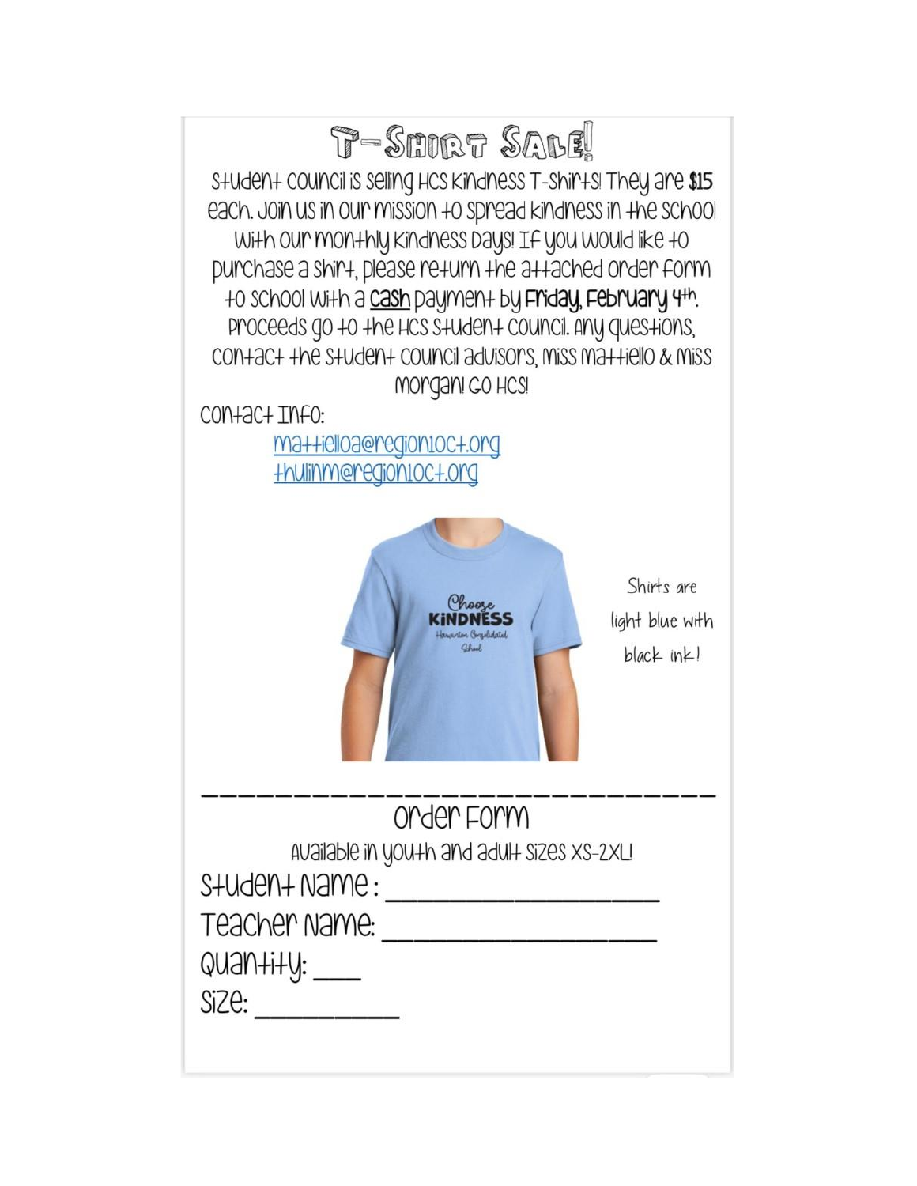# T-Shirt Sale!

Student council is selling HCS Kindness T-shirts! They are **$15** each. Join us in our mission to spread kindness in the school with our monthly Kindness Days! If you would like to purchase a shirt, please return the attached order form to school with a **cash** payment by **Friday, February 4th**. Proceeds go to the HCS Student Council. Any questions, contact the student council advisors, Miss Mattiello & Miss Morgan! GO HCS!

Contact Info:

mattielloa@region10ct.org
thulinm@region10ct.org

Shirts are light blue with black ink!

---

## Order Form

Available in youth and adult sizes XS-2XL!

Student Name: ____________________

Teacher Name: ____________________

Quantity: ___

Size: __________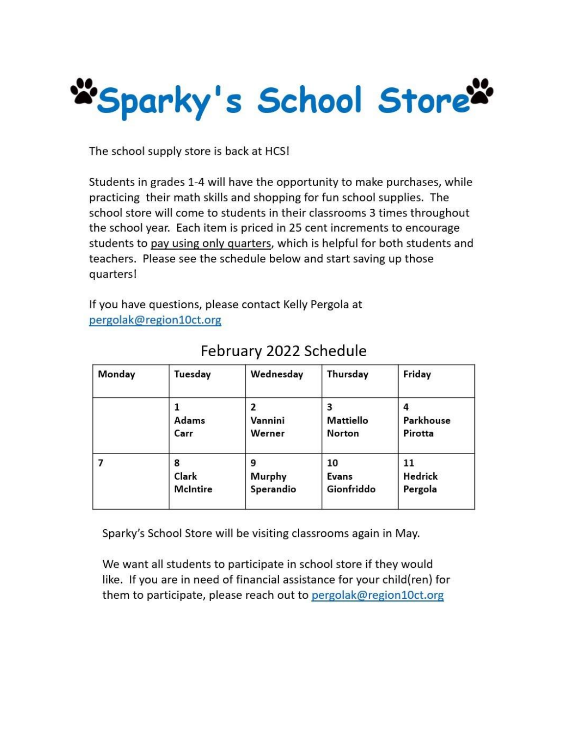# Sparky's School Store

The school supply store is back at HCS!

Students in grades 1-4 will have the opportunity to make purchases, while practicing their math skills and shopping for fun school supplies. The school store will come to students in their classrooms 3 times throughout the school year. Each item is priced in 25 cent increments to encourage students to <u>pay using only quarters</u>, which is helpful for both students and teachers. Please see the schedule below and start saving up those quarters!

If you have questions, please contact Kelly Pergola at [pergolak@region10ct.org](mailto:pergolak@region10ct.org)

## February 2022 Schedule

| Monday | Tuesday | Wednesday | Thursday | Friday |
|---|---|---|---|---|
| | **1** **Adams** **Carr** | **2** **Vannini** **Werner** | **3** **Mattiello** **Norton** | **4** **Parkhouse** **Pirotta** |
| **7** | **8** **Clark** **McIntire** | **9** **Murphy** **Sperandio** | **10** **Evans** **Gionfriddo** | **11** **Hedrick** **Pergola** |

Sparky's School Store will be visiting classrooms again in May.

We want all students to participate in school store if they would like. If you are in need of financial assistance for your child(ren) for them to participate, please reach out to [pergolak@region10ct.org](mailto:pergolak@region10ct.org)